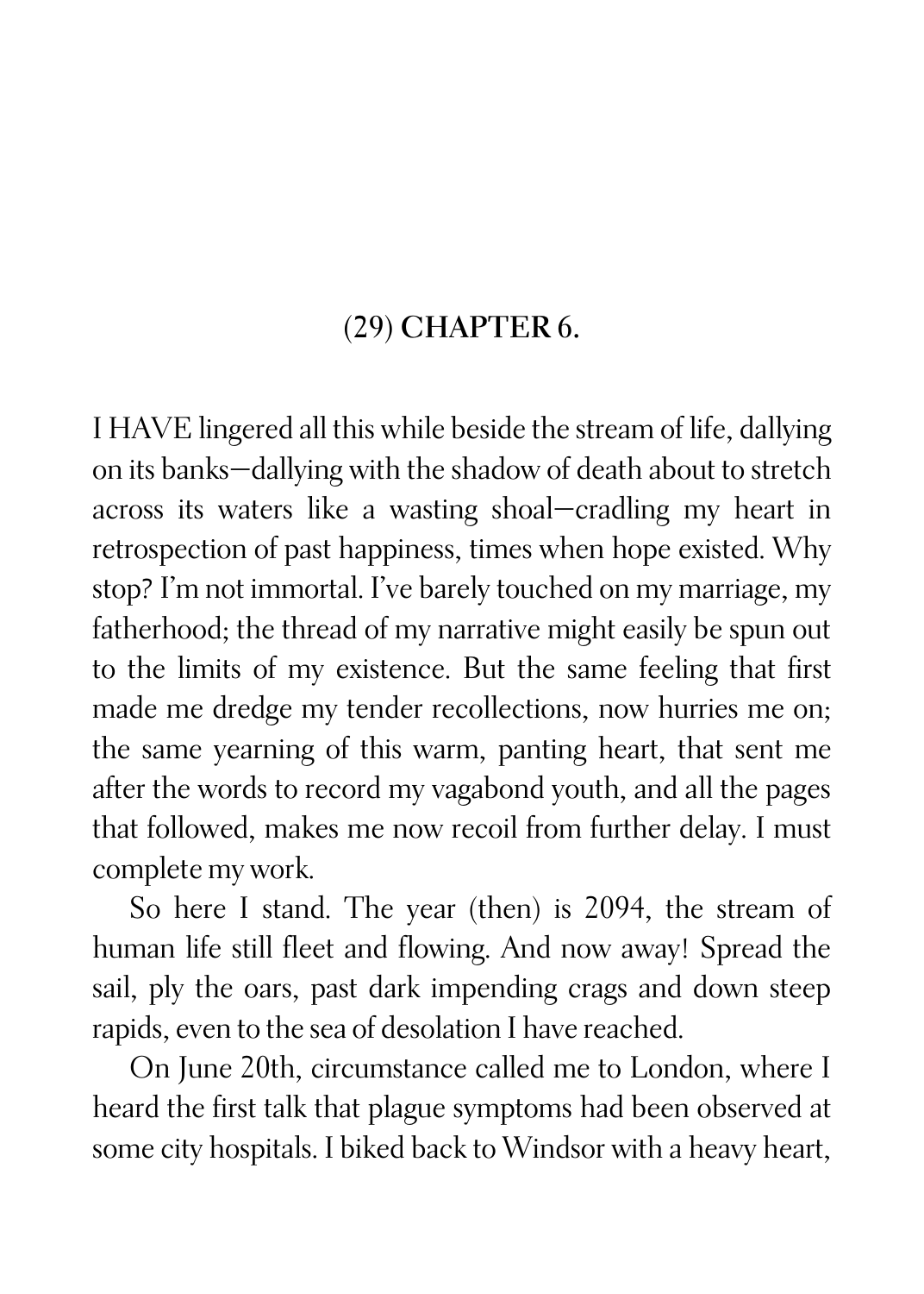## (29) CHAPTER 6.

I HAVE lingered all this while beside the stream of life, dallying on its banks—dallying with the shadow of death about to stretch across its waters like a wasting shoal—cradling my heart in retrospection of past happiness, times when hope existed. Why stop? I'm not immortal. I've barely touched on my marriage, my fatherhood; the thread of my narrative might easily be spun out to the limits of my existence. But the same feeling that first made me dredge my tender recollections, now hurries me on; the same yearning of this warm, panting heart, that sent me after the words to record my vagabond youth, and all the pages that followed, makes me now recoil from further delay. I must complete my work.

So here I stand. The year (then) is 2094, the stream of human life still fleet and flowing. And now away! Spread the sail, ply the oars, past dark impending crags and down steep rapids, even to the sea of desolation I have reached.

On June 20th, circumstance called me to London, where I heard the first talk that plague symptoms had been observed at some city hospitals. I biked back to Windsor with a heavy heart,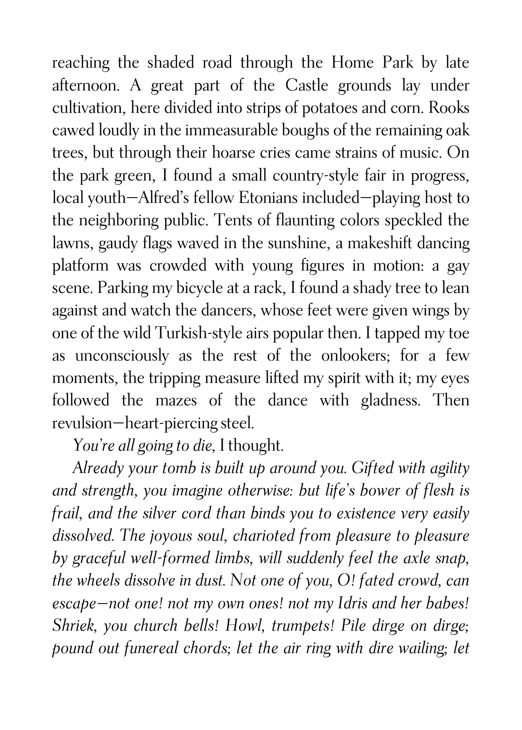reaching the shaded road through the Home Park by late afternoon. A great part of the Castle grounds lay under cultivation, here divided into strips of potatoes and corn. Rooks cawed loudly in the immeasurable boughs of the remaining oak trees, but through their hoarse cries came strains of music. On the park green, I found a small country-style fair in progress, local youth—Alfred's fellow Etonians included—playing host to the neighboring public. Tents of flaunting colors speckled the lawns, gaudy flags waved in the sunshine, a makeshift dancing platform was crowded with young figures in motion: a gay scene. Parking my bicycle at a rack, I found a shady tree to lean against and watch the dancers, whose feet were given wings by one of the wild Turkish-style airs popular then. I tapped my toe as unconsciously as the rest of the onlookers; for a few moments, the tripping measure lifted my spirit with it; my eyes followed the mazes of the dance with gladness. Then revulsion—heart-piercing steel.

*You're all going to die*, I thought.

*Already your tomb is built up around you. Gifted with agility and strength, you imagine otherwise: but life's bower of flesh is frail, and the silver cord than binds you to existence very easily dissolved. The joyous soul, charioted from pleasure to pleasure by graceful well-formed limbs, will suddenly feel the axle snap, the wheels dissolve in dust. Not one of you, O! fated crowd, can escape—not one! not my own ones! not my Idris and her babes! Shriek, you church bells! Howl, trumpets! Pile dirge on dirge; pound out funereal chords; let the air ring with dire wailing; let*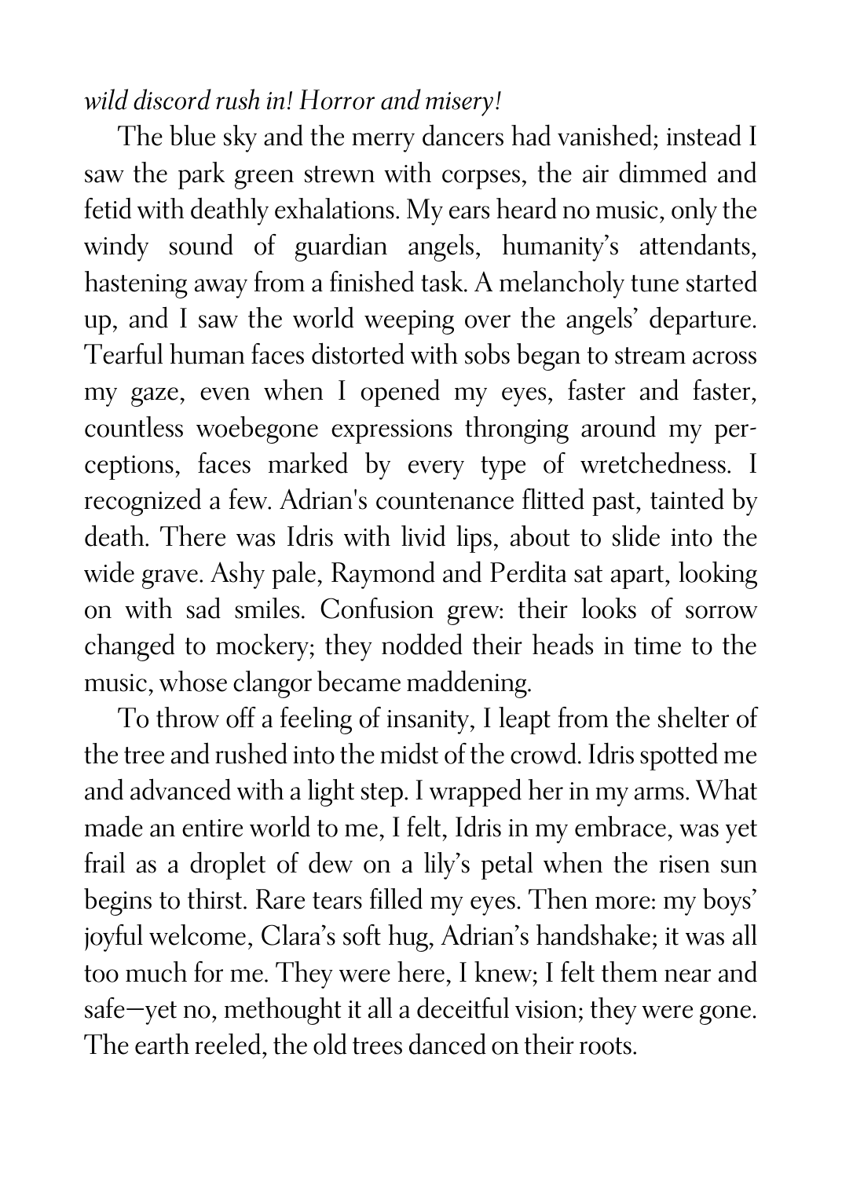*wild discord rush in! Horror and misery!*

The blue sky and the merry dancers had vanished; instead I saw the park green strewn with corpses, the air dimmed and fetid with deathly exhalations. My ears heard no music, only the windy sound of guardian angels, humanity's attendants, hastening away from a finished task. A melancholy tune started up, and I saw the world weeping over the angels' departure. Tearful human faces distorted with sobs began to stream across my gaze, even when I opened my eyes, faster and faster, countless woebegone expressions thronging around my perceptions, faces marked by every type of wretchedness. I recognized a few. Adrian's countenance flitted past, tainted by death. There was Idris with livid lips, about to slide into the wide grave. Ashy pale, Raymond and Perdita sat apart, looking on with sad smiles. Confusion grew: their looks of sorrow changed to mockery; they nodded their heads in time to the music, whose clangor became maddening.

To throw off a feeling of insanity, I leapt from the shelter of the tree and rushed into the midst of the crowd. Idris spotted me and advanced with a light step. I wrapped her in my arms. What made an entire world to me, I felt, Idris in my embrace, was yet frail as a droplet of dew on a lily's petal when the risen sun begins to thirst. Rare tears filled my eyes. Then more: my boys' joyful welcome, Clara's soft hug, Adrian's handshake; it was all too much for me. They were here, I knew; I felt them near and safe—yet no, methought it all a deceitful vision; they were gone. The earth reeled, the old trees danced on their roots.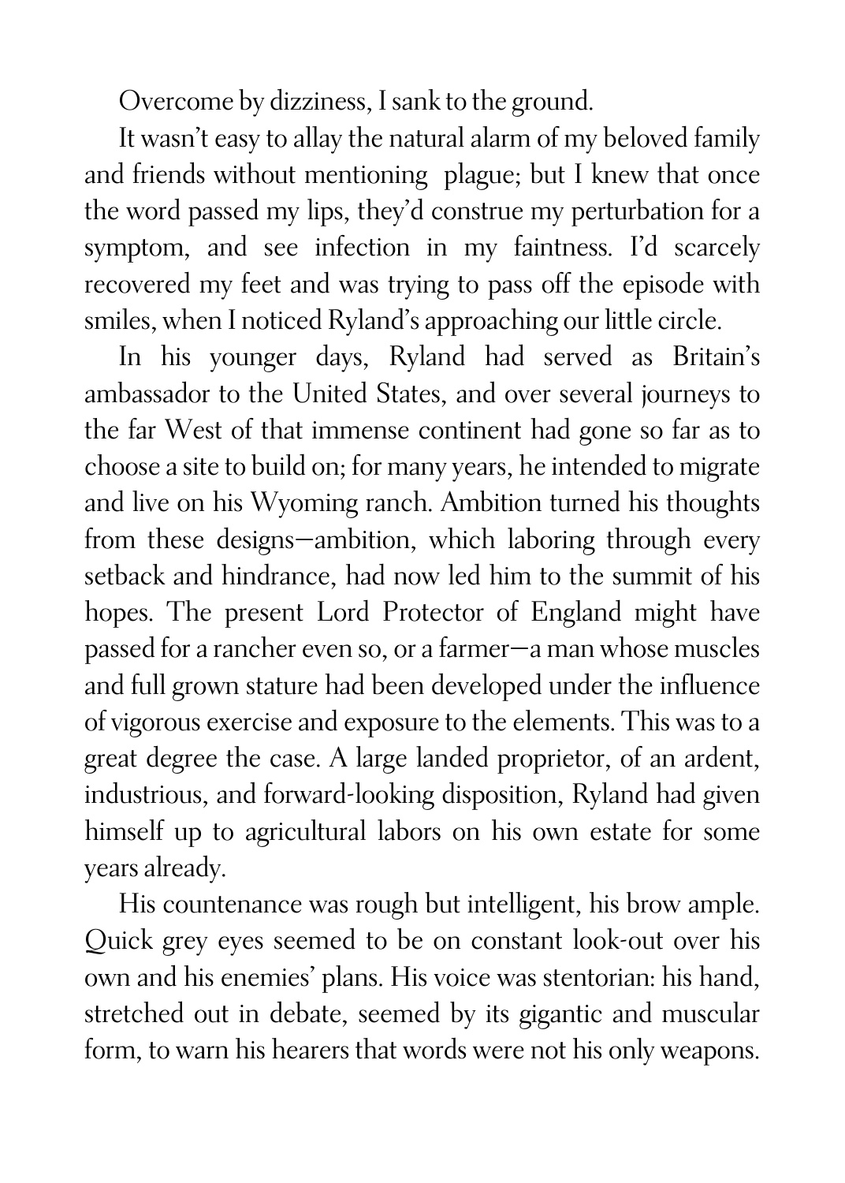Overcome by dizziness, I sank to the ground.

It wasn't easy to allay the natural alarm of my beloved family and friends without mentioning plague; but I knew that once the word passed my lips, they'd construe my perturbation for a symptom, and see infection in my faintness. I'd scarcely recovered my feet and was trying to pass off the episode with smiles, when I noticed Ryland's approaching our little circle.

In his younger days, Ryland had served as Britain's ambassador to the United States, and over several journeys to the far West of that immense continent had gone so far as to choose a site to build on; for many years, he intended to migrate and live on his Wyoming ranch. Ambition turned his thoughts from these designs—ambition, which laboring through every setback and hindrance, had now led him to the summit of his hopes. The present Lord Protector of England might have passed for a rancher even so, or a farmer—a man whose muscles and full grown stature had been developed under the influence of vigorous exercise and exposure to the elements. This was to a great degree the case. A large landed proprietor, of an ardent, industrious, and forward-looking disposition, Ryland had given himself up to agricultural labors on his own estate for some years already.

His countenance was rough but intelligent, his brow ample. Quick grey eyes seemed to be on constant look-out over his own and his enemies' plans. His voice was stentorian: his hand, stretched out in debate, seemed by its gigantic and muscular form, to warn his hearers that words were not his only weapons.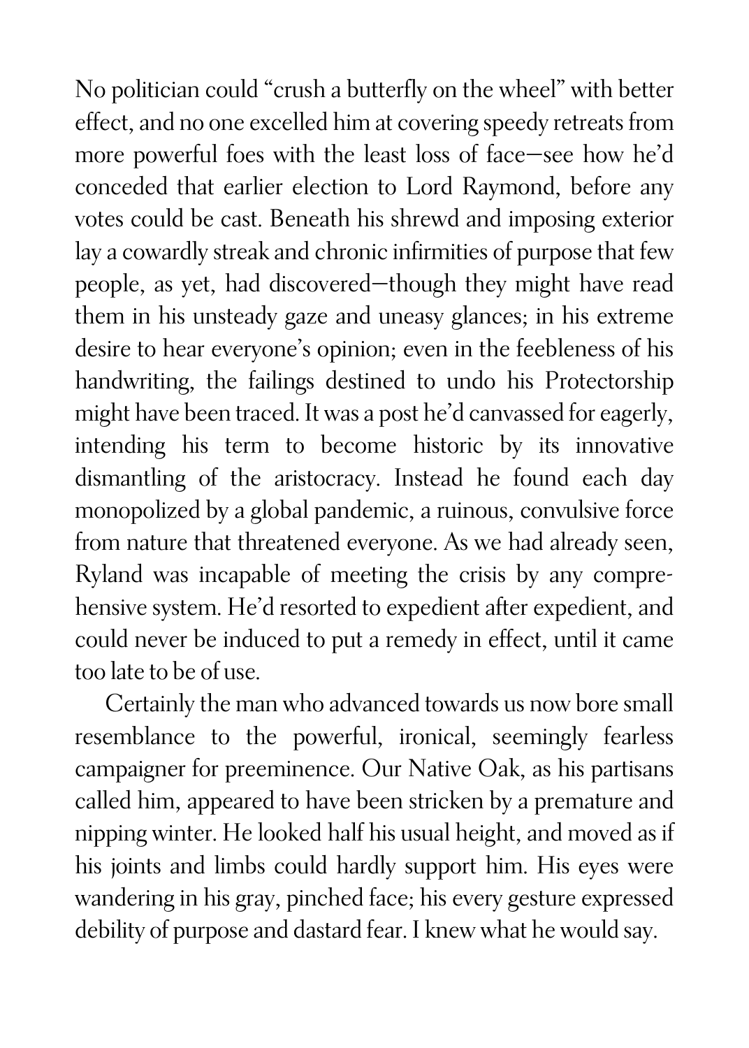No politician could "crush a butterfly on the wheel" with better effect, and no one excelled him at covering speedy retreats from more powerful foes with the least loss of face—see how he'd conceded that earlier election to Lord Raymond, before any votes could be cast. Beneath his shrewd and imposing exterior lay a cowardly streak and chronic infirmities of purpose that few people, as yet, had discovered—though they might have read them in his unsteady gaze and uneasy glances; in his extreme desire to hear everyone's opinion; even in the feebleness of his handwriting, the failings destined to undo his Protectorship might have been traced. It was a post he'd canvassed for eagerly, intending his term to become historic by its innovative dismantling of the aristocracy. Instead he found each day monopolized by a global pandemic, a ruinous, convulsive force from nature that threatened everyone. As we had already seen, Ryland was incapable of meeting the crisis by any comprehensive system. He'd resorted to expedient after expedient, and could never be induced to put a remedy in effect, until it came too late to be of use.

Certainly the man who advanced towards us now bore small resemblance to the powerful, ironical, seemingly fearless campaigner for preeminence. Our Native Oak, as his partisans called him, appeared to have been stricken by a premature and nipping winter. He looked half his usual height, and moved as if his joints and limbs could hardly support him. His eyes were wandering in his gray, pinched face; his every gesture expressed debility of purpose and dastard fear. I knew what he would say.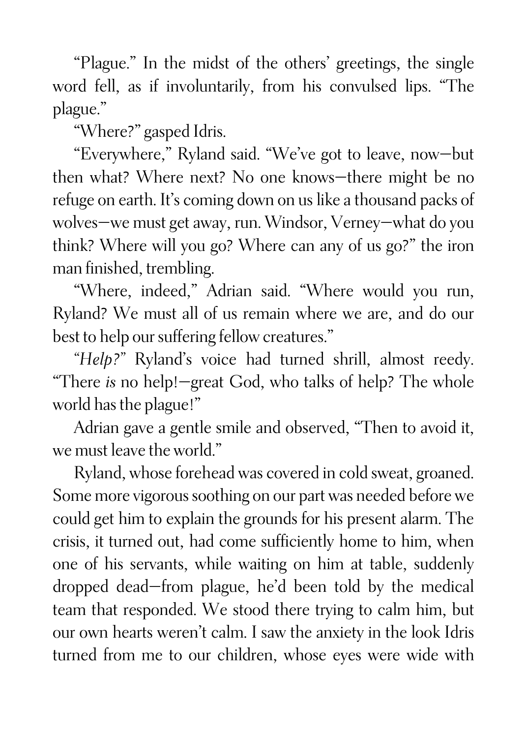"Plague." In the midst of the others' greetings, the single word fell, as if involuntarily, from his convulsed lips. "The plague."

"Where?" gasped Idris.

"Everywhere," Ryland said. "We've got to leave, now—but then what? Where next? No one knows—there might be no refuge on earth. It's coming down on us like a thousand packs of wolves—we must get away, run. Windsor, Verney—what do you think? Where will you go? Where can any of us go?" the iron man finished, trembling.

"Where, indeed," Adrian said. "Where would you run, Ryland? We must all of us remain where we are, and do our best to help our suffering fellow creatures."

"*Help?*" Ryland's voice had turned shrill, almost reedy. "There *is* no help!—great God, who talks of help? The whole world has the plague!"

Adrian gave a gentle smile and observed, "Then to avoid it, we must leave the world."

Ryland, whose forehead was covered in cold sweat, groaned. Some more vigorous soothing on our part was needed before we could get him to explain the grounds for his present alarm. The crisis, it turned out, had come sufficiently home to him, when one of his servants, while waiting on him at table, suddenly dropped dead—from plague, he'd been told by the medical team that responded. We stood there trying to calm him, but our own hearts weren't calm. I saw the anxiety in the look Idris turned from me to our children, whose eyes were wide with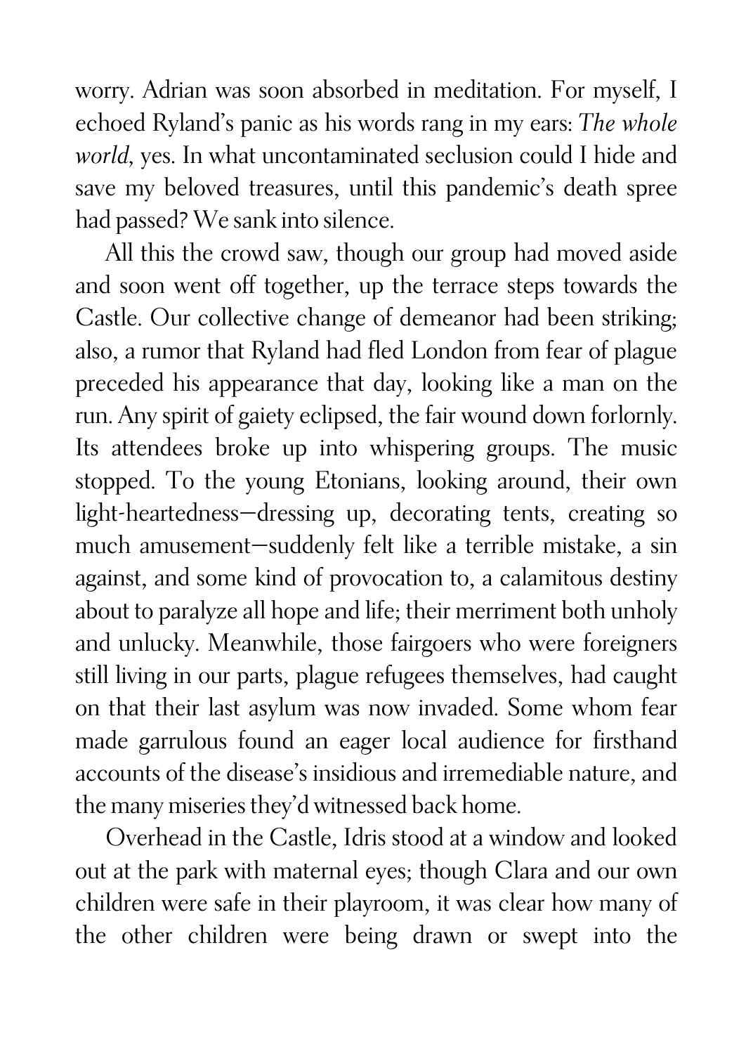worry. Adrian was soon absorbed in meditation. For myself, I echoed Ryland's panic as his words rang in my ears: *The whole world*, yes. In what uncontaminated seclusion could I hide and save my beloved treasures, until this pandemic's death spree had passed? We sank into silence.

All this the crowd saw, though our group had moved aside and soon went off together, up the terrace steps towards the Castle. Our collective change of demeanor had been striking; also, a rumor that Ryland had fled London from fear of plague preceded his appearance that day, looking like a man on the run. Any spirit of gaiety eclipsed, the fair wound down forlornly. Its attendees broke up into whispering groups. The music stopped. To the young Etonians, looking around, their own light-heartedness—dressing up, decorating tents, creating so much amusement—suddenly felt like a terrible mistake, a sin against, and some kind of provocation to, a calamitous destiny about to paralyze all hope and life; their merriment both unholy and unlucky. Meanwhile, those fairgoers who were foreigners still living in our parts, plague refugees themselves, had caught on that their last asylum was now invaded. Some whom fear made garrulous found an eager local audience for firsthand accounts of the disease's insidious and irremediable nature, and the many miseries they'd witnessed back home.

Overhead in the Castle, Idris stood at a window and looked out at the park with maternal eyes; though Clara and our own children were safe in their playroom, it was clear how many of the other children were being drawn or swept into the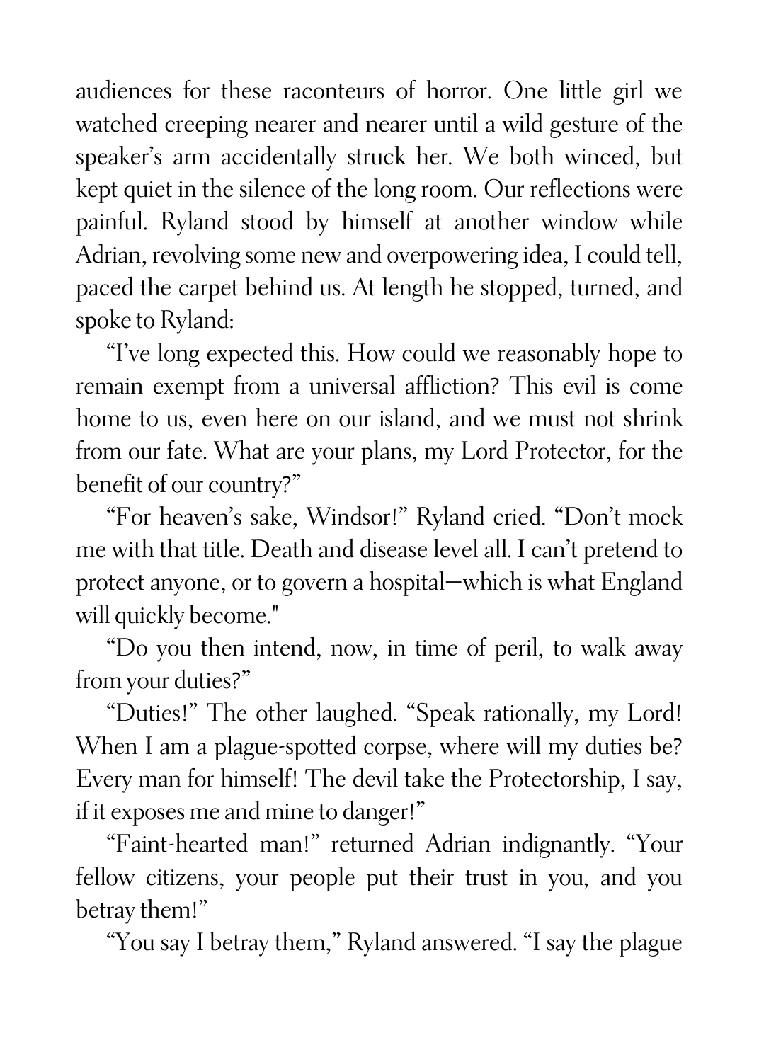audiences for these raconteurs of horror. One little girl we watched creeping nearer and nearer until a wild gesture of the speaker's arm accidentally struck her. We both winced, but kept quiet in the silence of the long room. Our reflections were painful. Ryland stood by himself at another window while Adrian, revolving some new and overpowering idea, I could tell, paced the carpet behind us. At length he stopped, turned, and spoke to Ryland:

"I've long expected this. How could we reasonably hope to remain exempt from a universal affliction? This evil is come home to us, even here on our island, and we must not shrink from our fate. What are your plans, my Lord Protector, for the benefit of our country?"

"For heaven's sake, Windsor!" Ryland cried. "Don't mock me with that title. Death and disease level all. I can't pretend to protect anyone, or to govern a hospital—which is what England will quickly become."

"Do you then intend, now, in time of peril, to walk away from your duties?"

"Duties!" The other laughed. "Speak rationally, my Lord! When I am a plague-spotted corpse, where will my duties be? Every man for himself! The devil take the Protectorship, I say, if it exposes me and mine to danger!"

"Faint-hearted man!" returned Adrian indignantly. "Your fellow citizens, your people put their trust in you, and you betray them!"

"You say I betray them," Ryland answered. "I say the plague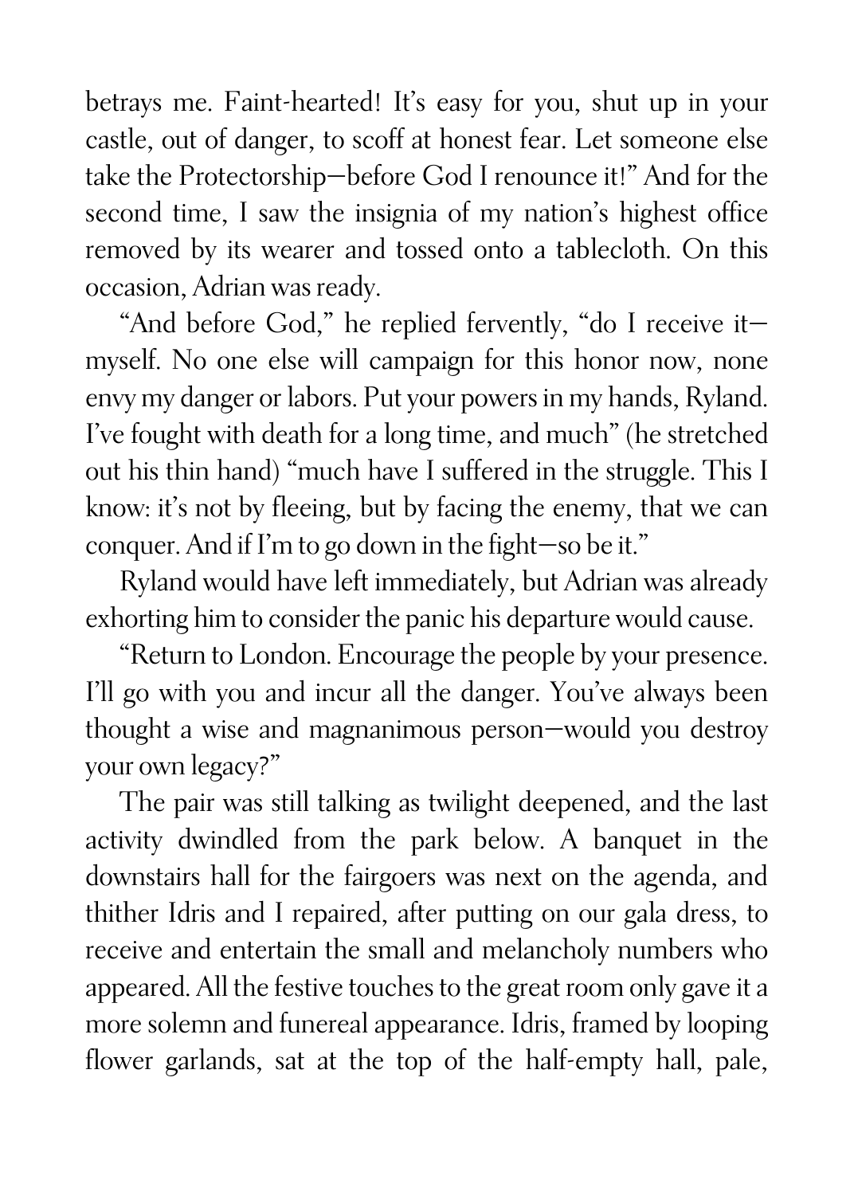betrays me. Faint-hearted! It's easy for you, shut up in your castle, out of danger, to scoff at honest fear. Let someone else take the Protectorship—before God I renounce it!" And for the second time, I saw the insignia of my nation's highest office removed by its wearer and tossed onto a tablecloth. On this occasion, Adrian was ready.

"And before God," he replied fervently, "do I receive it—myself. No one else will campaign for this honor now, none envy my danger or labors. Put your powers in my hands, Ryland. I've fought with death for a long time, and much" (he stretched out his thin hand) "much have I suffered in the struggle. This I know: it's not by fleeing, but by facing the enemy, that we can conquer. And if I'm to go down in the fight—so be it."

Ryland would have left immediately, but Adrian was already exhorting him to consider the panic his departure would cause.

"Return to London. Encourage the people by your presence. I'll go with you and incur all the danger. You've always been thought a wise and magnanimous person—would you destroy your own legacy?"

The pair was still talking as twilight deepened, and the last activity dwindled from the park below. A banquet in the downstairs hall for the fairgoers was next on the agenda, and thither Idris and I repaired, after putting on our gala dress, to receive and entertain the small and melancholy numbers who appeared. All the festive touches to the great room only gave it a more solemn and funereal appearance. Idris, framed by looping flower garlands, sat at the top of the half-empty hall, pale,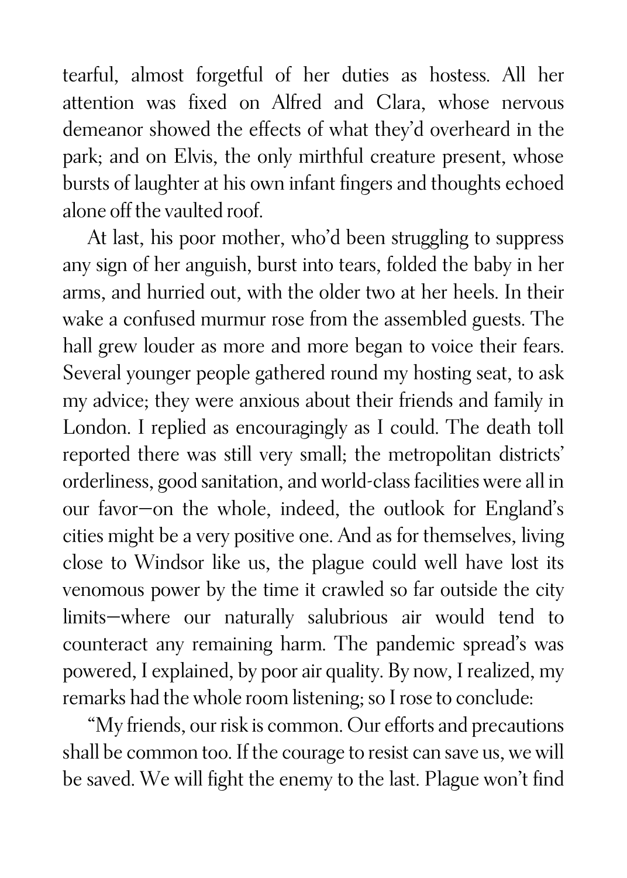tearful, almost forgetful of her duties as hostess. All her attention was fixed on Alfred and Clara, whose nervous demeanor showed the effects of what they'd overheard in the park; and on Elvis, the only mirthful creature present, whose bursts of laughter at his own infant fingers and thoughts echoed alone off the vaulted roof.

At last, his poor mother, who'd been struggling to suppress any sign of her anguish, burst into tears, folded the baby in her arms, and hurried out, with the older two at her heels. In their wake a confused murmur rose from the assembled guests. The hall grew louder as more and more began to voice their fears. Several younger people gathered round my hosting seat, to ask my advice; they were anxious about their friends and family in London. I replied as encouragingly as I could. The death toll reported there was still very small; the metropolitan districts' orderliness, good sanitation, and world-class facilities were all in our favor—on the whole, indeed, the outlook for England's cities might be a very positive one. And as for themselves, living close to Windsor like us, the plague could well have lost its venomous power by the time it crawled so far outside the city limits—where our naturally salubrious air would tend to counteract any remaining harm. The pandemic spread's was powered, I explained, by poor air quality. By now, I realized, my remarks had the whole room listening; so I rose to conclude:

"My friends, our risk is common. Our efforts and precautions shall be common too. If the courage to resist can save us, we will be saved. We will fight the enemy to the last. Plague won't find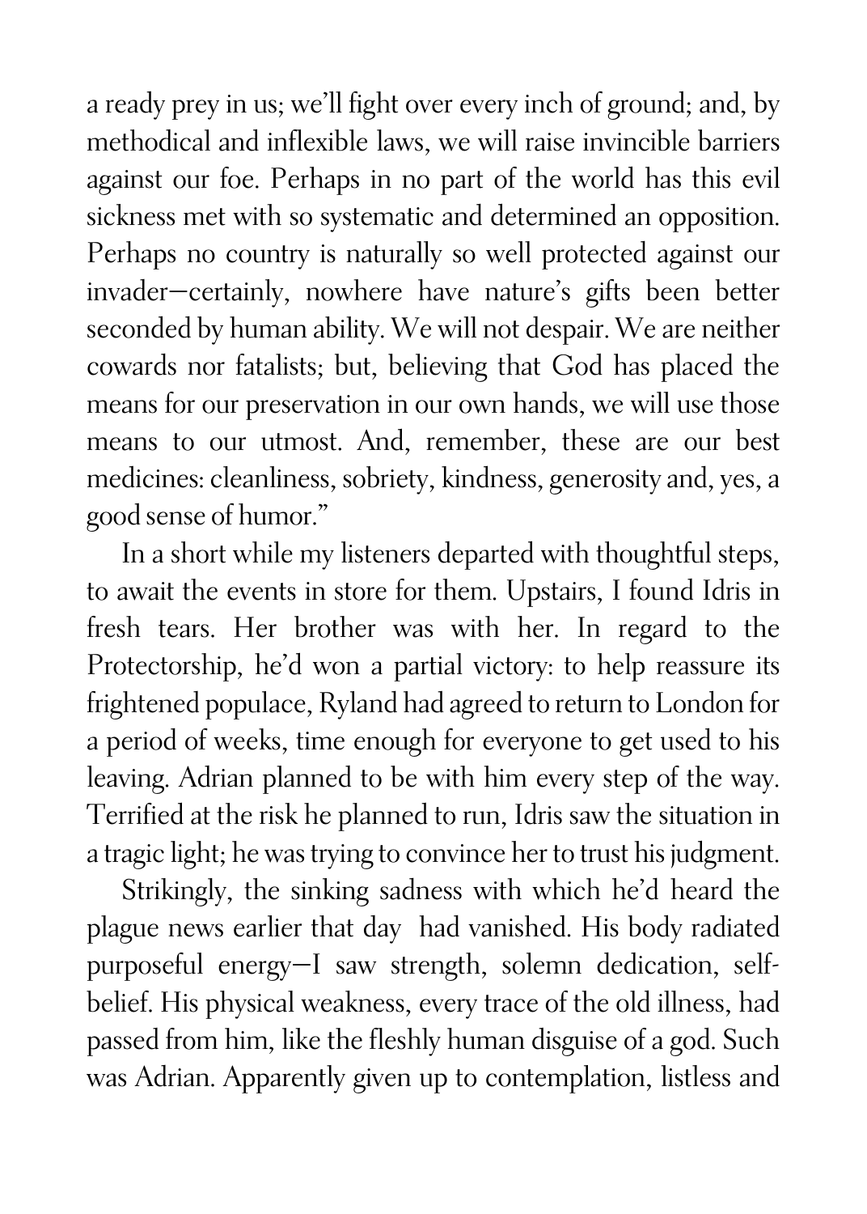a ready prey in us; we'll fight over every inch of ground; and, by methodical and inflexible laws, we will raise invincible barriers against our foe. Perhaps in no part of the world has this evil sickness met with so systematic and determined an opposition. Perhaps no country is naturally so well protected against our invader—certainly, nowhere have nature's gifts been better seconded by human ability. We will not despair. We are neither cowards nor fatalists; but, believing that God has placed the means for our preservation in our own hands, we will use those means to our utmost. And, remember, these are our best medicines: cleanliness, sobriety, kindness, generosity and, yes, a good sense of humor."

In a short while my listeners departed with thoughtful steps, to await the events in store for them. Upstairs, I found Idris in fresh tears. Her brother was with her. In regard to the Protectorship, he'd won a partial victory: to help reassure its frightened populace, Ryland had agreed to return to London for a period of weeks, time enough for everyone to get used to his leaving. Adrian planned to be with him every step of the way. Terrified at the risk he planned to run, Idris saw the situation in a tragic light; he was trying to convince her to trust his judgment.

Strikingly, the sinking sadness with which he'd heard the plague news earlier that day had vanished. His body radiated purposeful energy—I saw strength, solemn dedication, self-belief. His physical weakness, every trace of the old illness, had passed from him, like the fleshly human disguise of a god. Such was Adrian. Apparently given up to contemplation, listless and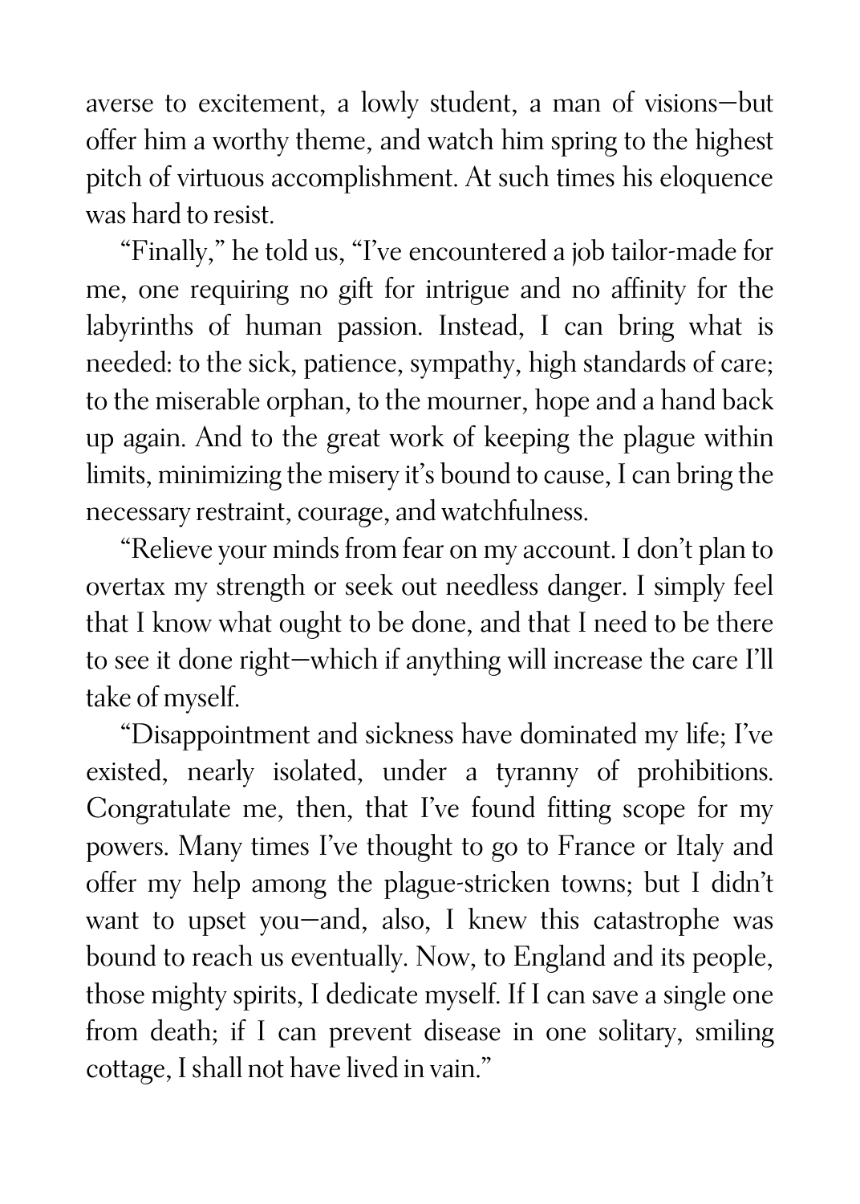averse to excitement, a lowly student, a man of visions—but offer him a worthy theme, and watch him spring to the highest pitch of virtuous accomplishment. At such times his eloquence was hard to resist.

"Finally," he told us, "I've encountered a job tailor-made for me, one requiring no gift for intrigue and no affinity for the labyrinths of human passion. Instead, I can bring what is needed: to the sick, patience, sympathy, high standards of care; to the miserable orphan, to the mourner, hope and a hand back up again. And to the great work of keeping the plague within limits, minimizing the misery it's bound to cause, I can bring the necessary restraint, courage, and watchfulness.

"Relieve your minds from fear on my account. I don't plan to overtax my strength or seek out needless danger. I simply feel that I know what ought to be done, and that I need to be there to see it done right—which if anything will increase the care I'll take of myself.

"Disappointment and sickness have dominated my life; I've existed, nearly isolated, under a tyranny of prohibitions. Congratulate me, then, that I've found fitting scope for my powers. Many times I've thought to go to France or Italy and offer my help among the plague-stricken towns; but I didn't want to upset you—and, also, I knew this catastrophe was bound to reach us eventually. Now, to England and its people, those mighty spirits, I dedicate myself. If I can save a single one from death; if I can prevent disease in one solitary, smiling cottage, I shall not have lived in vain."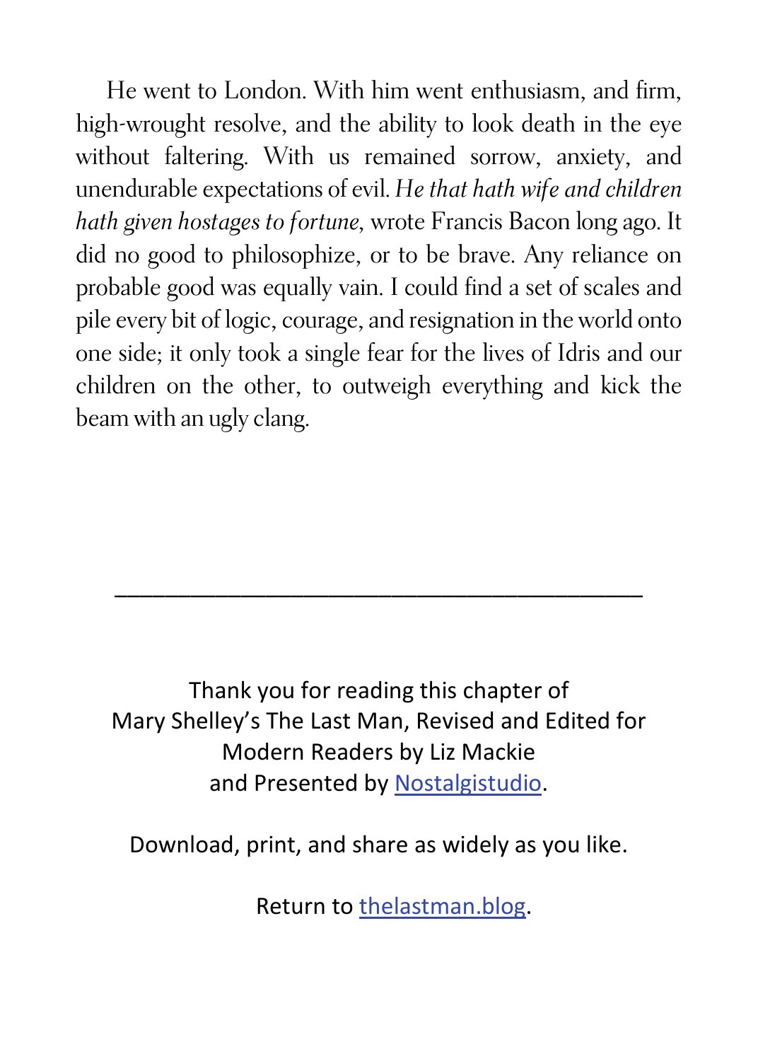He went to London. With him went enthusiasm, and firm, high-wrought resolve, and the ability to look death in the eye without faltering. With us remained sorrow, anxiety, and unendurable expectations of evil. *He that hath wife and children hath given hostages to fortune,* wrote Francis Bacon long ago. It did no good to philosophize, or to be brave. Any reliance on probable good was equally vain. I could find a set of scales and pile every bit of logic, courage, and resignation in the world onto one side; it only took a single fear for the lives of Idris and our children on the other, to outweigh everything and kick the beam with an ugly clang.

---

Thank you for reading this chapter of
Mary Shelley's The Last Man, Revised and Edited for Modern Readers by Liz Mackie
and Presented by [Nostalgistudio](Nostalgistudio).

Download, print, and share as widely as you like.

Return to [thelastman.blog](thelastman.blog).